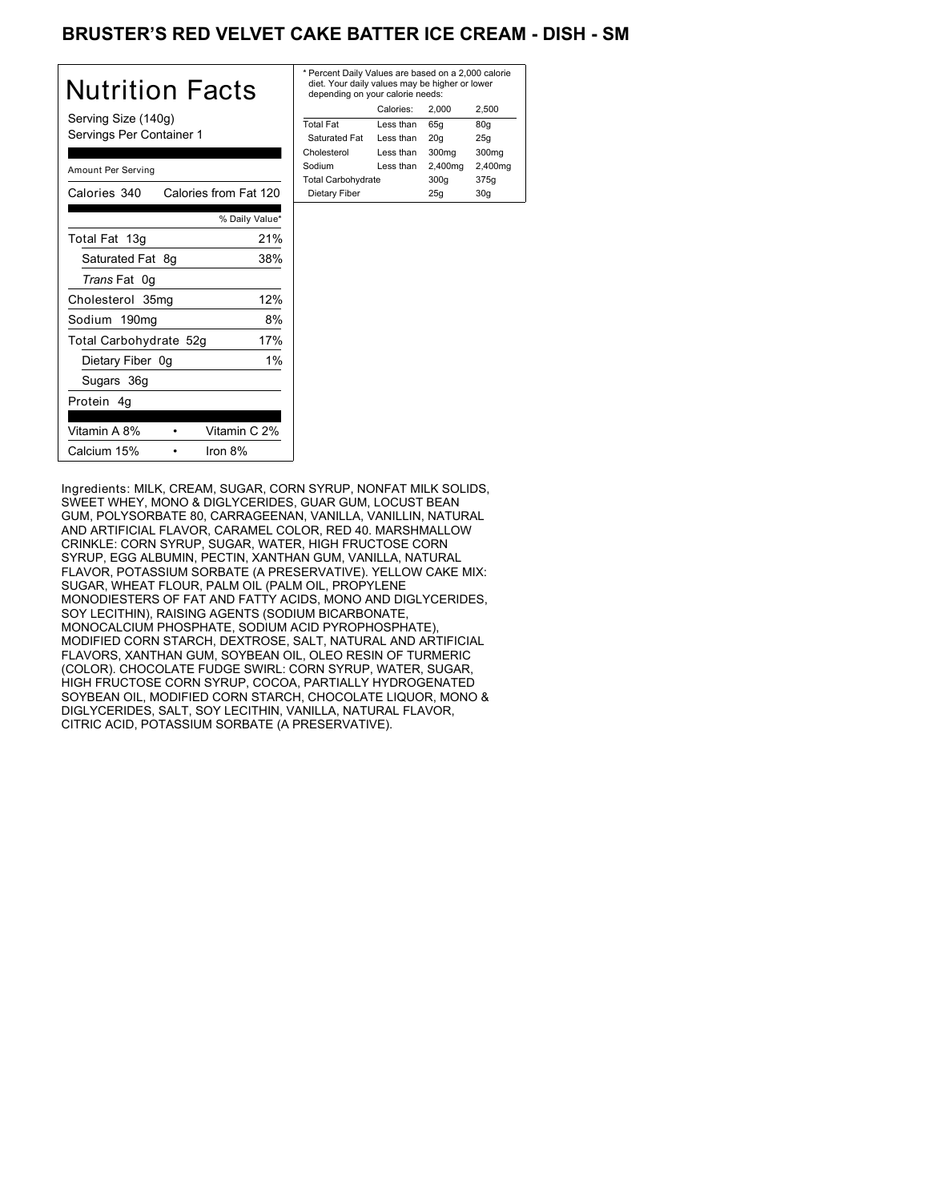# BRUSTER'S RED VELVET CAKE BATTER ICE CREAM - DISH - SM

## Nutrition Facts

Serving Size (140g)
Servings Per Container 1

Amount Per Serving

| Calories 340 | Calories from Fat 120 |
|---|---|
| | % Daily Value* |
| Total Fat 13g | 21% |
| Saturated Fat 8g | 38% |
| *Trans* Fat 0g | |
| Cholesterol 35mg | 12% |
| Sodium 190mg | 8% |
| Total Carbohydrate 52g | 17% |
| Dietary Fiber 0g | 1% |
| Sugars 36g | |
| Protein 4g | |

| Vitamin A 8% | • | Vitamin C 2% |
|---|---|---|
| Calcium 15% | • | Iron 8% |

* Percent Daily Values are based on a 2,000 calorie diet. Your daily values may be higher or lower depending on your calorie needs:

| | Calories: | 2,000 | 2,500 |
|---|---|---|---|
| Total Fat | Less than | 65g | 80g |
| Saturated Fat | Less than | 20g | 25g |
| Cholesterol | Less than | 300mg | 300mg |
| Sodium | Less than | 2,400mg | 2,400mg |
| Total Carbohydrate | | 300g | 375g |
| Dietary Fiber | | 25g | 30g |

Ingredients: MILK, CREAM, SUGAR, CORN SYRUP, NONFAT MILK SOLIDS, SWEET WHEY, MONO & DIGLYCERIDES, GUAR GUM, LOCUST BEAN GUM, POLYSORBATE 80, CARRAGEENAN, VANILLA, VANILLIN, NATURAL AND ARTIFICIAL FLAVOR, CARAMEL COLOR, RED 40. MARSHMALLOW CRINKLE: CORN SYRUP, SUGAR, WATER, HIGH FRUCTOSE CORN SYRUP, EGG ALBUMIN, PECTIN, XANTHAN GUM, VANILLA, NATURAL FLAVOR, POTASSIUM SORBATE (A PRESERVATIVE). YELLOW CAKE MIX: SUGAR, WHEAT FLOUR, PALM OIL (PALM OIL, PROPYLENE MONODIESTERS OF FAT AND FATTY ACIDS, MONO AND DIGLYCERIDES, SOY LECITHIN), RAISING AGENTS (SODIUM BICARBONATE, MONOCALCIUM PHOSPHATE, SODIUM ACID PYROPHOSPHATE), MODIFIED CORN STARCH, DEXTROSE, SALT, NATURAL AND ARTIFICIAL FLAVORS, XANTHAN GUM, SOYBEAN OIL, OLEO RESIN OF TURMERIC (COLOR). CHOCOLATE FUDGE SWIRL: CORN SYRUP, WATER, SUGAR, HIGH FRUCTOSE CORN SYRUP, COCOA, PARTIALLY HYDROGENATED SOYBEAN OIL, MODIFIED CORN STARCH, CHOCOLATE LIQUOR, MONO & DIGLYCERIDES, SALT, SOY LECITHIN, VANILLA, NATURAL FLAVOR, CITRIC ACID, POTASSIUM SORBATE (A PRESERVATIVE).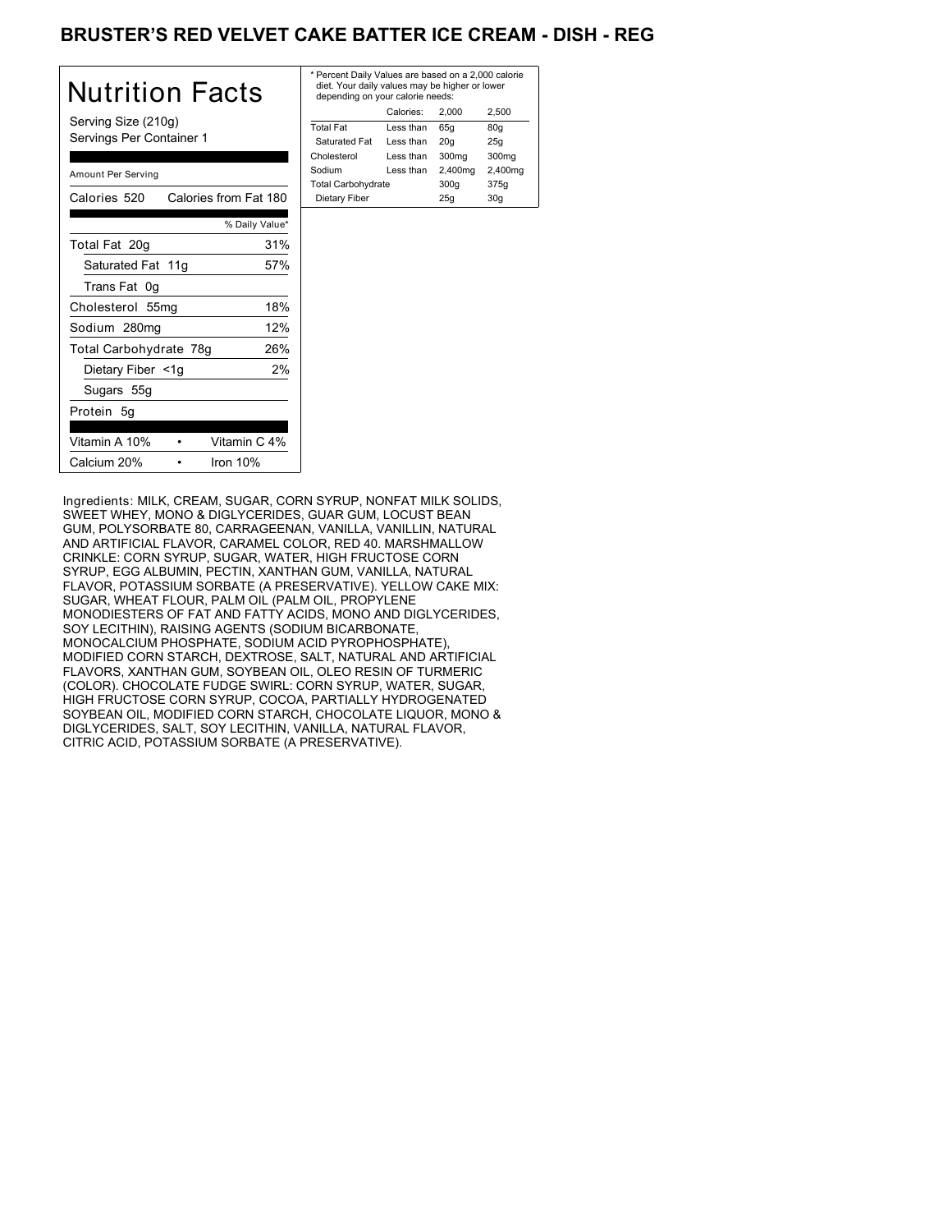# BRUSTER'S RED VELVET CAKE BATTER ICE CREAM - DISH - REG

## Nutrition Facts

Serving Size (210g)
Servings Per Container 1

Amount Per Serving

| Calories 520 | Calories from Fat 180 |
|---|---|
| | % Daily Value* |
| Total Fat 20g | 31% |
| Saturated Fat 11g | 57% |
| Trans Fat 0g | |
| Cholesterol 55mg | 18% |
| Sodium 280mg | 12% |
| Total Carbohydrate 78g | 26% |
| Dietary Fiber <1g | 2% |
| Sugars 55g | |
| Protein 5g | |

| Vitamin A 10% | • | Vitamin C 4% |
|---|---|---|
| Calcium 20% | • | Iron 10% |

* Percent Daily Values are based on a 2,000 calorie diet. Your daily values may be higher or lower depending on your calorie needs:

| | Calories: | 2,000 | 2,500 |
|---|---|---|---|
| Total Fat | Less than | 65g | 80g |
| Saturated Fat | Less than | 20g | 25g |
| Cholesterol | Less than | 300mg | 300mg |
| Sodium | Less than | 2,400mg | 2,400mg |
| Total Carbohydrate | | 300g | 375g |
| Dietary Fiber | | 25g | 30g |

Ingredients: MILK, CREAM, SUGAR, CORN SYRUP, NONFAT MILK SOLIDS, SWEET WHEY, MONO & DIGLYCERIDES, GUAR GUM, LOCUST BEAN GUM, POLYSORBATE 80, CARRAGEENAN, VANILLA, VANILLIN, NATURAL AND ARTIFICIAL FLAVOR, CARAMEL COLOR, RED 40. MARSHMALLOW CRINKLE: CORN SYRUP, SUGAR, WATER, HIGH FRUCTOSE CORN SYRUP, EGG ALBUMIN, PECTIN, XANTHAN GUM, VANILLA, NATURAL FLAVOR, POTASSIUM SORBATE (A PRESERVATIVE). YELLOW CAKE MIX: SUGAR, WHEAT FLOUR, PALM OIL (PALM OIL, PROPYLENE MONODIESTERS OF FAT AND FATTY ACIDS, MONO AND DIGLYCERIDES, SOY LECITHIN), RAISING AGENTS (SODIUM BICARBONATE, MONOCALCIUM PHOSPHATE, SODIUM ACID PYROPHOSPHATE), MODIFIED CORN STARCH, DEXTROSE, SALT, NATURAL AND ARTIFICIAL FLAVORS, XANTHAN GUM, SOYBEAN OIL, OLEO RESIN OF TURMERIC (COLOR). CHOCOLATE FUDGE SWIRL: CORN SYRUP, WATER, SUGAR, HIGH FRUCTOSE CORN SYRUP, COCOA, PARTIALLY HYDROGENATED SOYBEAN OIL, MODIFIED CORN STARCH, CHOCOLATE LIQUOR, MONO & DIGLYCERIDES, SALT, SOY LECITHIN, VANILLA, NATURAL FLAVOR, CITRIC ACID, POTASSIUM SORBATE (A PRESERVATIVE).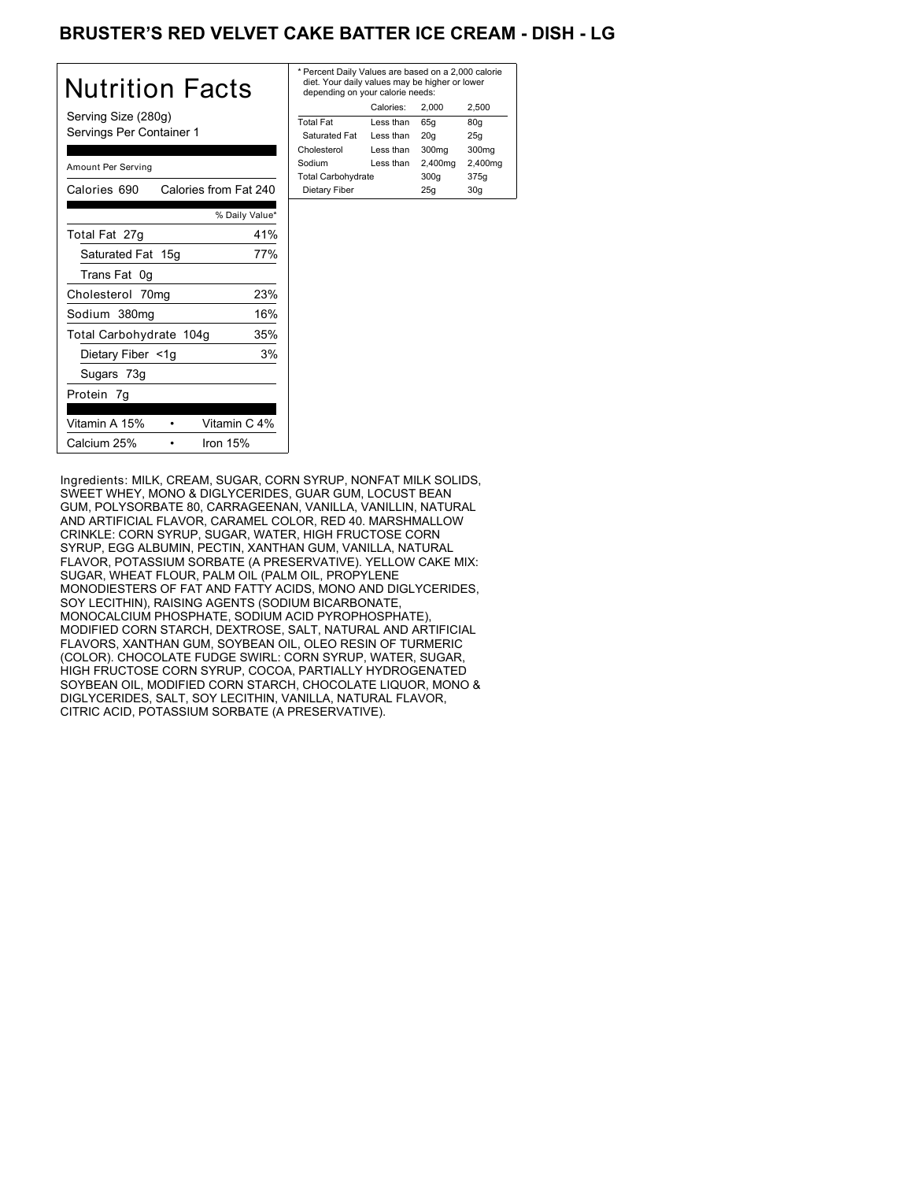# BRUSTER'S RED VELVET CAKE BATTER ICE CREAM - DISH - LG

## Nutrition Facts

Serving Size (280g)
Servings Per Container 1

Amount Per Serving

| Calories 690 | Calories from Fat 240 |
|---|---|
| | % Daily Value* |
| Total Fat 27g | 41% |
| Saturated Fat 15g | 77% |
| Trans Fat 0g | |
| Cholesterol 70mg | 23% |
| Sodium 380mg | 16% |
| Total Carbohydrate 104g | 35% |
| Dietary Fiber <1g | 3% |
| Sugars 73g | |
| Protein 7g | |

| Vitamin A 15% | • | Vitamin C 4% |
|---|---|---|
| Calcium 25% | • | Iron 15% |

* Percent Daily Values are based on a 2,000 calorie diet. Your daily values may be higher or lower depending on your calorie needs:

| | Calories: | 2,000 | 2,500 |
|---|---|---|---|
| Total Fat | Less than | 65g | 80g |
| Saturated Fat | Less than | 20g | 25g |
| Cholesterol | Less than | 300mg | 300mg |
| Sodium | Less than | 2,400mg | 2,400mg |
| Total Carbohydrate | | 300g | 375g |
| Dietary Fiber | | 25g | 30g |

Ingredients: MILK, CREAM, SUGAR, CORN SYRUP, NONFAT MILK SOLIDS, SWEET WHEY, MONO & DIGLYCERIDES, GUAR GUM, LOCUST BEAN GUM, POLYSORBATE 80, CARRAGEENAN, VANILLA, VANILLIN, NATURAL AND ARTIFICIAL FLAVOR, CARAMEL COLOR, RED 40. MARSHMALLOW CRINKLE: CORN SYRUP, SUGAR, WATER, HIGH FRUCTOSE CORN SYRUP, EGG ALBUMIN, PECTIN, XANTHAN GUM, VANILLA, NATURAL FLAVOR, POTASSIUM SORBATE (A PRESERVATIVE). YELLOW CAKE MIX: SUGAR, WHEAT FLOUR, PALM OIL (PALM OIL, PROPYLENE MONODIESTERS OF FAT AND FATTY ACIDS, MONO AND DIGLYCERIDES, SOY LECITHIN), RAISING AGENTS (SODIUM BICARBONATE, MONOCALCIUM PHOSPHATE, SODIUM ACID PYROPHOSPHATE), MODIFIED CORN STARCH, DEXTROSE, SALT, NATURAL AND ARTIFICIAL FLAVORS, XANTHAN GUM, SOYBEAN OIL, OLEO RESIN OF TURMERIC (COLOR). CHOCOLATE FUDGE SWIRL: CORN SYRUP, WATER, SUGAR, HIGH FRUCTOSE CORN SYRUP, COCOA, PARTIALLY HYDROGENATED SOYBEAN OIL, MODIFIED CORN STARCH, CHOCOLATE LIQUOR, MONO & DIGLYCERIDES, SALT, SOY LECITHIN, VANILLA, NATURAL FLAVOR, CITRIC ACID, POTASSIUM SORBATE (A PRESERVATIVE).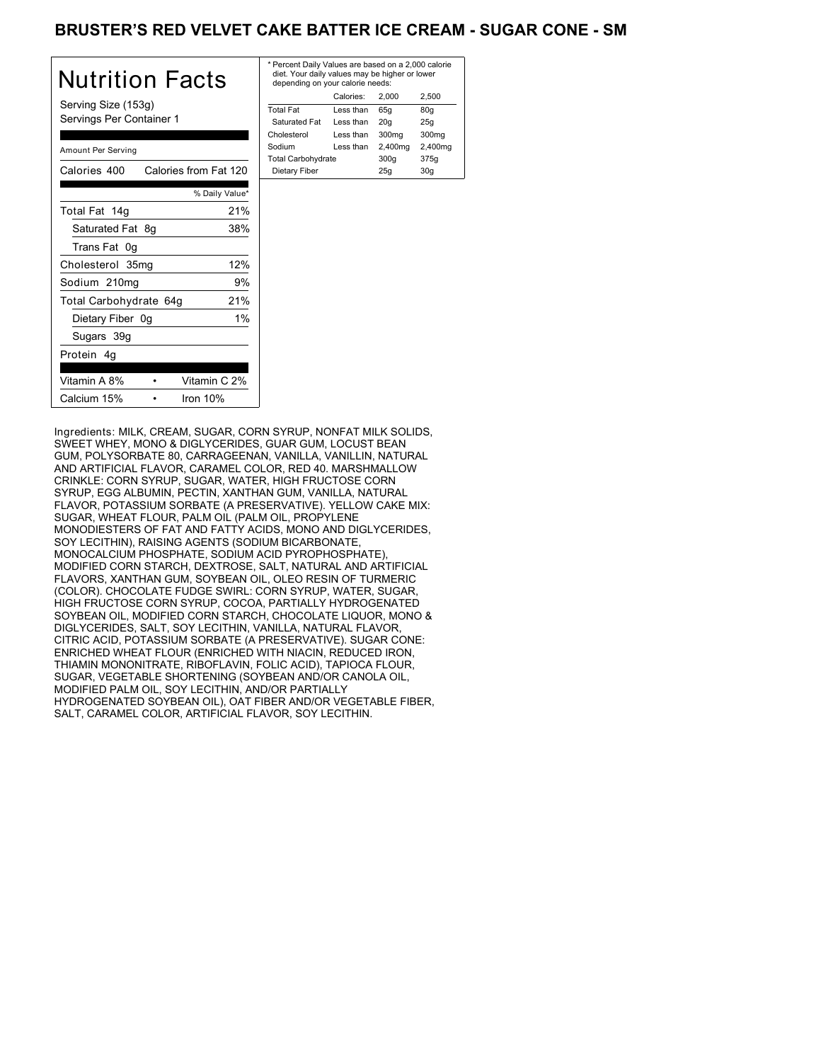# BRUSTER'S RED VELVET CAKE BATTER ICE CREAM - SUGAR CONE - SM

## Nutrition Facts

Serving Size (153g)
Servings Per Container 1

Amount Per Serving

| Calories 400 | Calories from Fat 120 |
|---|---|
| | % Daily Value* |
| Total Fat 14g | 21% |
| Saturated Fat 8g | 38% |
| Trans Fat 0g | |
| Cholesterol 35mg | 12% |
| Sodium 210mg | 9% |
| Total Carbohydrate 64g | 21% |
| Dietary Fiber 0g | 1% |
| Sugars 39g | |
| Protein 4g | |

| Vitamin A 8% | Vitamin C 2% |
|---|---|
| Calcium 15% | Iron 10% |

* Percent Daily Values are based on a 2,000 calorie diet. Your daily values may be higher or lower depending on your calorie needs:

| | Calories: | 2,000 | 2,500 |
|---|---|---|---|
| Total Fat | Less than | 65g | 80g |
| Saturated Fat | Less than | 20g | 25g |
| Cholesterol | Less than | 300mg | 300mg |
| Sodium | Less than | 2,400mg | 2,400mg |
| Total Carbohydrate | | 300g | 375g |
| Dietary Fiber | | 25g | 30g |

Ingredients: MILK, CREAM, SUGAR, CORN SYRUP, NONFAT MILK SOLIDS, SWEET WHEY, MONO & DIGLYCERIDES, GUAR GUM, LOCUST BEAN GUM, POLYSORBATE 80, CARRAGEENAN, VANILLA, VANILLIN, NATURAL AND ARTIFICIAL FLAVOR, CARAMEL COLOR, RED 40. MARSHMALLOW CRINKLE: CORN SYRUP, SUGAR, WATER, HIGH FRUCTOSE CORN SYRUP, EGG ALBUMIN, PECTIN, XANTHAN GUM, VANILLA, NATURAL FLAVOR, POTASSIUM SORBATE (A PRESERVATIVE). YELLOW CAKE MIX: SUGAR, WHEAT FLOUR, PALM OIL (PALM OIL, PROPYLENE MONODIESTERS OF FAT AND FATTY ACIDS, MONO AND DIGLYCERIDES, SOY LECITHIN), RAISING AGENTS (SODIUM BICARBONATE, MONOCALCIUM PHOSPHATE, SODIUM ACID PYROPHOSPHATE), MODIFIED CORN STARCH, DEXTROSE, SALT, NATURAL AND ARTIFICIAL FLAVORS, XANTHAN GUM, SOYBEAN OIL, OLEO RESIN OF TURMERIC (COLOR). CHOCOLATE FUDGE SWIRL: CORN SYRUP, WATER, SUGAR, HIGH FRUCTOSE CORN SYRUP, COCOA, PARTIALLY HYDROGENATED SOYBEAN OIL, MODIFIED CORN STARCH, CHOCOLATE LIQUOR, MONO & DIGLYCERIDES, SALT, SOY LECITHIN, VANILLA, NATURAL FLAVOR, CITRIC ACID, POTASSIUM SORBATE (A PRESERVATIVE). SUGAR CONE: ENRICHED WHEAT FLOUR (ENRICHED WITH NIACIN, REDUCED IRON, THIAMIN MONONITRATE, RIBOFLAVIN, FOLIC ACID), TAPIOCA FLOUR, SUGAR, VEGETABLE SHORTENING (SOYBEAN AND/OR CANOLA OIL, MODIFIED PALM OIL, SOY LECITHIN, AND/OR PARTIALLY HYDROGENATED SOYBEAN OIL), OAT FIBER AND/OR VEGETABLE FIBER, SALT, CARAMEL COLOR, ARTIFICIAL FLAVOR, SOY LECITHIN.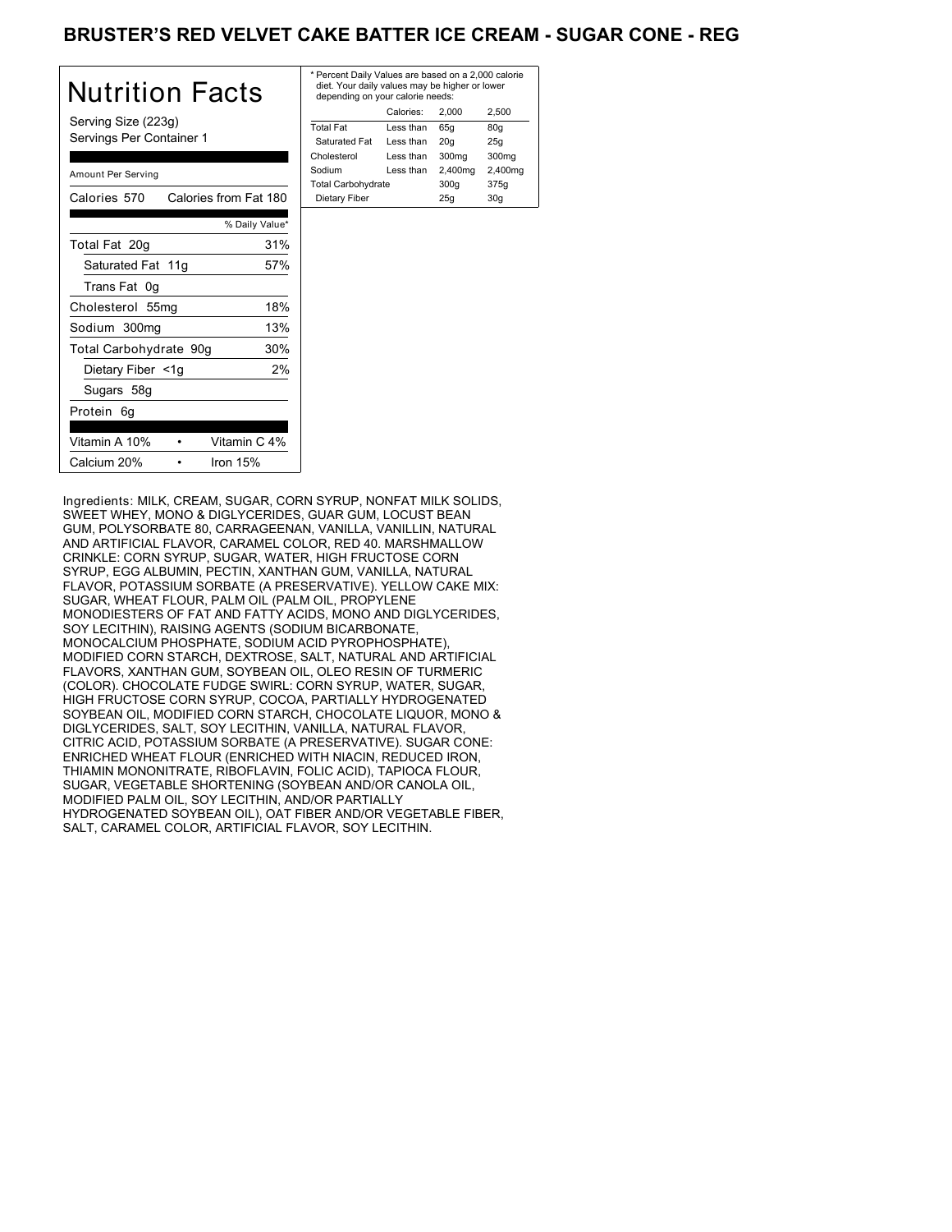# BRUSTER'S RED VELVET CAKE BATTER ICE CREAM - SUGAR CONE - REG

## Nutrition Facts

Serving Size (223g)
Servings Per Container 1

Amount Per Serving

| Calories 570 | Calories from Fat 180 |
|---|---|
| | % Daily Value* |
| Total Fat 20g | 31% |
| Saturated Fat 11g | 57% |
| Trans Fat 0g | |
| Cholesterol 55mg | 18% |
| Sodium 300mg | 13% |
| Total Carbohydrate 90g | 30% |
| Dietary Fiber <1g | 2% |
| Sugars 58g | |
| Protein 6g | |

| Vitamin A 10% | • | Vitamin C 4% |
|---|---|---|
| Calcium 20% | • | Iron 15% |

* Percent Daily Values are based on a 2,000 calorie diet. Your daily values may be higher or lower depending on your calorie needs:

| | Calories: | 2,000 | 2,500 |
|---|---|---|---|
| Total Fat | Less than | 65g | 80g |
| Saturated Fat | Less than | 20g | 25g |
| Cholesterol | Less than | 300mg | 300mg |
| Sodium | Less than | 2,400mg | 2,400mg |
| Total Carbohydrate | | 300g | 375g |
| Dietary Fiber | | 25g | 30g |

Ingredients: MILK, CREAM, SUGAR, CORN SYRUP, NONFAT MILK SOLIDS, SWEET WHEY, MONO & DIGLYCERIDES, GUAR GUM, LOCUST BEAN GUM, POLYSORBATE 80, CARRAGEENAN, VANILLA, VANILLIN, NATURAL AND ARTIFICIAL FLAVOR, CARAMEL COLOR, RED 40. MARSHMALLOW CRINKLE: CORN SYRUP, SUGAR, WATER, HIGH FRUCTOSE CORN SYRUP, EGG ALBUMIN, PECTIN, XANTHAN GUM, VANILLA, NATURAL FLAVOR, POTASSIUM SORBATE (A PRESERVATIVE). YELLOW CAKE MIX: SUGAR, WHEAT FLOUR, PALM OIL (PALM OIL, PROPYLENE MONODIESTERS OF FAT AND FATTY ACIDS, MONO AND DIGLYCERIDES, SOY LECITHIN), RAISING AGENTS (SODIUM BICARBONATE, MONOCALCIUM PHOSPHATE, SODIUM ACID PYROPHOSPHATE), MODIFIED CORN STARCH, DEXTROSE, SALT, NATURAL AND ARTIFICIAL FLAVORS, XANTHAN GUM, SOYBEAN OIL, OLEO RESIN OF TURMERIC (COLOR). CHOCOLATE FUDGE SWIRL: CORN SYRUP, WATER, SUGAR, HIGH FRUCTOSE CORN SYRUP, COCOA, PARTIALLY HYDROGENATED SOYBEAN OIL, MODIFIED CORN STARCH, CHOCOLATE LIQUOR, MONO & DIGLYCERIDES, SALT, SOY LECITHIN, VANILLA, NATURAL FLAVOR, CITRIC ACID, POTASSIUM SORBATE (A PRESERVATIVE). SUGAR CONE: ENRICHED WHEAT FLOUR (ENRICHED WITH NIACIN, REDUCED IRON, THIAMIN MONONITRATE, RIBOFLAVIN, FOLIC ACID), TAPIOCA FLOUR, SUGAR, VEGETABLE SHORTENING (SOYBEAN AND/OR CANOLA OIL, MODIFIED PALM OIL, SOY LECITHIN, AND/OR PARTIALLY HYDROGENATED SOYBEAN OIL), OAT FIBER AND/OR VEGETABLE FIBER, SALT, CARAMEL COLOR, ARTIFICIAL FLAVOR, SOY LECITHIN.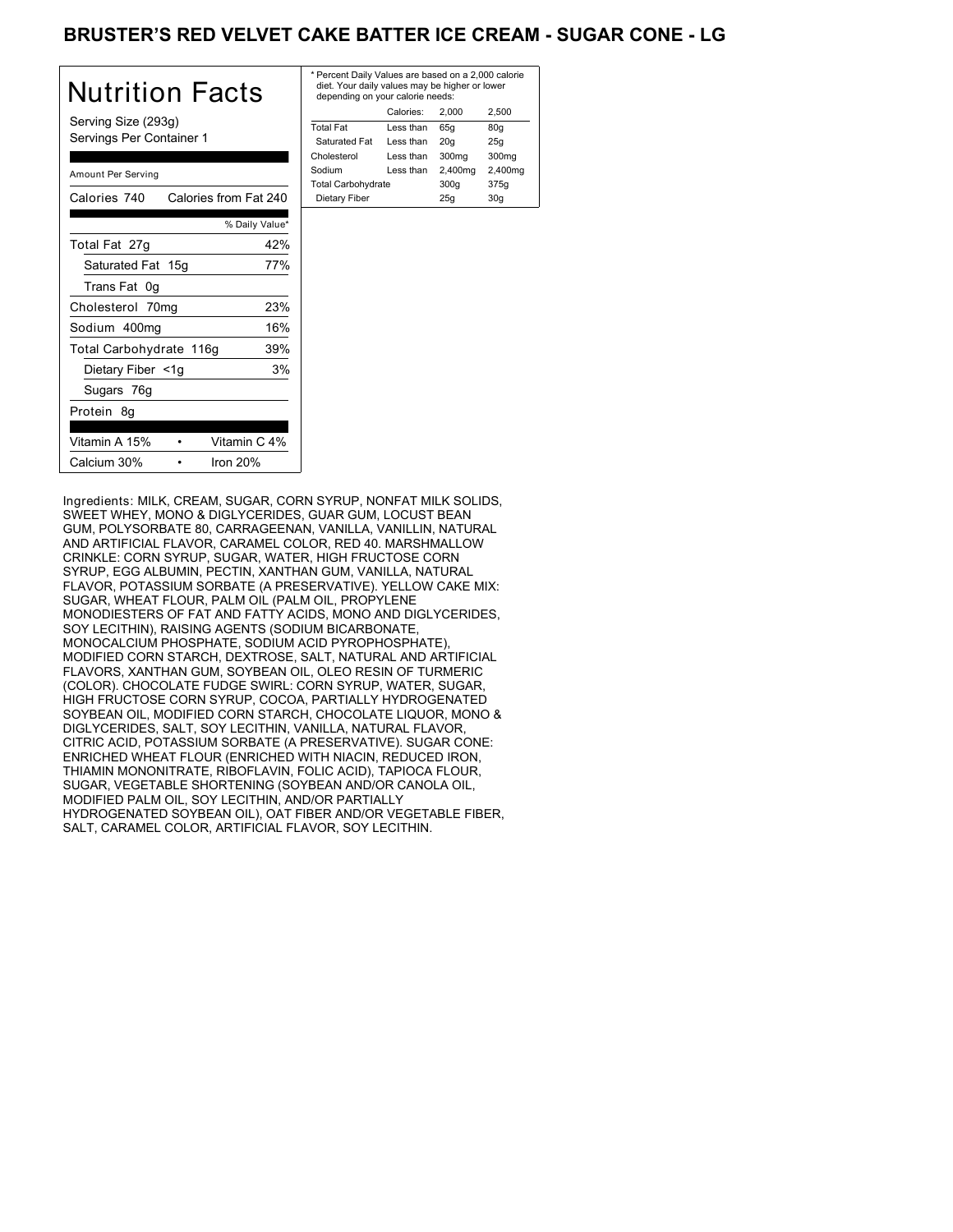# BRUSTER'S RED VELVET CAKE BATTER ICE CREAM - SUGAR CONE - LG

## Nutrition Facts

Serving Size (293g)
Servings Per Container 1

| Amount Per Serving | |
|---|---|
| Calories 740 | Calories from Fat 240 |
| | % Daily Value* |
| Total Fat 27g | 42% |
| Saturated Fat 15g | 77% |
| Trans Fat 0g | |
| Cholesterol 70mg | 23% |
| Sodium 400mg | 16% |
| Total Carbohydrate 116g | 39% |
| Dietary Fiber <1g | 3% |
| Sugars 76g | |
| Protein 8g | |

| | |
|---|---|
| Vitamin A 15% | Vitamin C 4% |
| Calcium 30% | Iron 20% |

* Percent Daily Values are based on a 2,000 calorie diet. Your daily values may be higher or lower depending on your calorie needs:

| | Calories: | 2,000 | 2,500 |
|---|---|---|---|
| Total Fat | Less than | 65g | 80g |
| Saturated Fat | Less than | 20g | 25g |
| Cholesterol | Less than | 300mg | 300mg |
| Sodium | Less than | 2,400mg | 2,400mg |
| Total Carbohydrate | | 300g | 375g |
| Dietary Fiber | | 25g | 30g |

Ingredients: MILK, CREAM, SUGAR, CORN SYRUP, NONFAT MILK SOLIDS, SWEET WHEY, MONO & DIGLYCERIDES, GUAR GUM, LOCUST BEAN GUM, POLYSORBATE 80, CARRAGEENAN, VANILLA, VANILLIN, NATURAL AND ARTIFICIAL FLAVOR, CARAMEL COLOR, RED 40. MARSHMALLOW CRINKLE: CORN SYRUP, SUGAR, WATER, HIGH FRUCTOSE CORN SYRUP, EGG ALBUMIN, PECTIN, XANTHAN GUM, VANILLA, NATURAL FLAVOR, POTASSIUM SORBATE (A PRESERVATIVE). YELLOW CAKE MIX: SUGAR, WHEAT FLOUR, PALM OIL (PALM OIL, PROPYLENE MONODIESTERS OF FAT AND FATTY ACIDS, MONO AND DIGLYCERIDES, SOY LECITHIN), RAISING AGENTS (SODIUM BICARBONATE, MONOCALCIUM PHOSPHATE, SODIUM ACID PYROPHOSPHATE), MODIFIED CORN STARCH, DEXTROSE, SALT, NATURAL AND ARTIFICIAL FLAVORS, XANTHAN GUM, SOYBEAN OIL, OLEO RESIN OF TURMERIC (COLOR). CHOCOLATE FUDGE SWIRL: CORN SYRUP, WATER, SUGAR, HIGH FRUCTOSE CORN SYRUP, COCOA, PARTIALLY HYDROGENATED SOYBEAN OIL, MODIFIED CORN STARCH, CHOCOLATE LIQUOR, MONO & DIGLYCERIDES, SALT, SOY LECITHIN, VANILLA, NATURAL FLAVOR, CITRIC ACID, POTASSIUM SORBATE (A PRESERVATIVE). SUGAR CONE: ENRICHED WHEAT FLOUR (ENRICHED WITH NIACIN, REDUCED IRON, THIAMIN MONONITRATE, RIBOFLAVIN, FOLIC ACID), TAPIOCA FLOUR, SUGAR, VEGETABLE SHORTENING (SOYBEAN AND/OR CANOLA OIL, MODIFIED PALM OIL, SOY LECITHIN, AND/OR PARTIALLY HYDROGENATED SOYBEAN OIL), OAT FIBER AND/OR VEGETABLE FIBER, SALT, CARAMEL COLOR, ARTIFICIAL FLAVOR, SOY LECITHIN.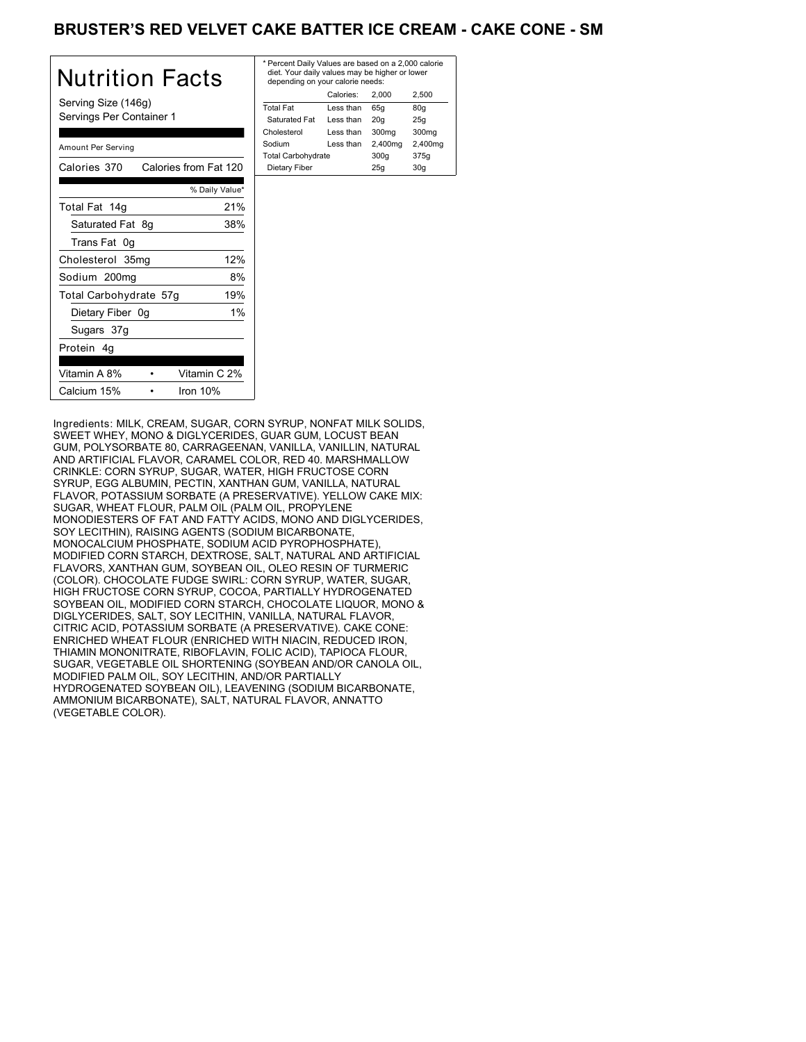# BRUSTER'S RED VELVET CAKE BATTER ICE CREAM - CAKE CONE - SM

## Nutrition Facts

Serving Size (146g)
Servings Per Container 1

Amount Per Serving

Calories 370 | Calories from Fat 120

| | % Daily Value* |
|---|---|
| Total Fat 14g | 21% |
| Saturated Fat 8g | 38% |
| Trans Fat 0g | |
| Cholesterol 35mg | 12% |
| Sodium 200mg | 8% |
| Total Carbohydrate 57g | 19% |
| Dietary Fiber 0g | 1% |
| Sugars 37g | |
| Protein 4g | |

| | | | |
|---|---|---|---|
| Vitamin A 8% | • | Vitamin C 2% | |
| Calcium 15% | • | Iron 10% | |

* Percent Daily Values are based on a 2,000 calorie diet. Your daily values may be higher or lower depending on your calorie needs:

| | Calories: | 2,000 | 2,500 |
|---|---|---|---|
| Total Fat | Less than | 65g | 80g |
| Saturated Fat | Less than | 20g | 25g |
| Cholesterol | Less than | 300mg | 300mg |
| Sodium | Less than | 2,400mg | 2,400mg |
| Total Carbohydrate | | 300g | 375g |
| Dietary Fiber | | 25g | 30g |

Ingredients: MILK, CREAM, SUGAR, CORN SYRUP, NONFAT MILK SOLIDS, SWEET WHEY, MONO & DIGLYCERIDES, GUAR GUM, LOCUST BEAN GUM, POLYSORBATE 80, CARRAGEENAN, VANILLA, VANILLIN, NATURAL AND ARTIFICIAL FLAVOR, CARAMEL COLOR, RED 40. MARSHMALLOW CRINKLE: CORN SYRUP, SUGAR, WATER, HIGH FRUCTOSE CORN SYRUP, EGG ALBUMIN, PECTIN, XANTHAN GUM, VANILLA, NATURAL FLAVOR, POTASSIUM SORBATE (A PRESERVATIVE). YELLOW CAKE MIX: SUGAR, WHEAT FLOUR, PALM OIL (PALM OIL, PROPYLENE MONODIESTERS OF FAT AND FATTY ACIDS, MONO AND DIGLYCERIDES, SOY LECITHIN), RAISING AGENTS (SODIUM BICARBONATE, MONOCALCIUM PHOSPHATE, SODIUM ACID PYROPHOSPHATE), MODIFIED CORN STARCH, DEXTROSE, SALT, NATURAL AND ARTIFICIAL FLAVORS, XANTHAN GUM, SOYBEAN OIL, OLEO RESIN OF TURMERIC (COLOR). CHOCOLATE FUDGE SWIRL: CORN SYRUP, WATER, SUGAR, HIGH FRUCTOSE CORN SYRUP, COCOA, PARTIALLY HYDROGENATED SOYBEAN OIL, MODIFIED CORN STARCH, CHOCOLATE LIQUOR, MONO & DIGLYCERIDES, SALT, SOY LECITHIN, VANILLA, NATURAL FLAVOR, CITRIC ACID, POTASSIUM SORBATE (A PRESERVATIVE). CAKE CONE: ENRICHED WHEAT FLOUR (ENRICHED WITH NIACIN, REDUCED IRON, THIAMIN MONONITRATE, RIBOFLAVIN, FOLIC ACID), TAPIOCA FLOUR, SUGAR, VEGETABLE OIL SHORTENING (SOYBEAN AND/OR CANOLA OIL, MODIFIED PALM OIL, SOY LECITHIN, AND/OR PARTIALLY HYDROGENATED SOYBEAN OIL), LEAVENING (SODIUM BICARBONATE, AMMONIUM BICARBONATE), SALT, NATURAL FLAVOR, ANNATTO (VEGETABLE COLOR).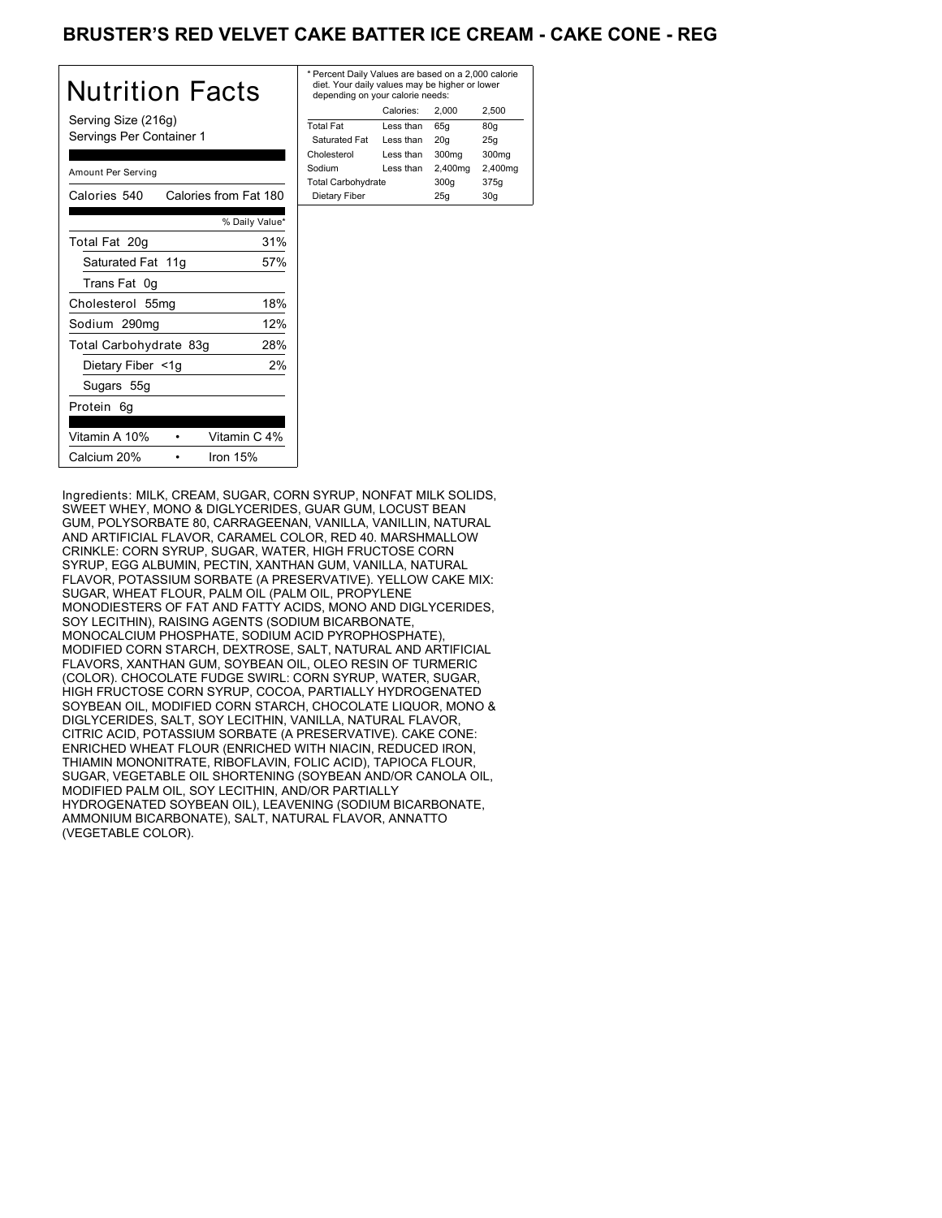# BRUSTER'S RED VELVET CAKE BATTER ICE CREAM - CAKE CONE - REG

## Nutrition Facts

Serving Size (216g)
Servings Per Container 1

Amount Per Serving

| Calories 540 | Calories from Fat 180 |
|---|---|
| | % Daily Value* |
| Total Fat 20g | 31% |
| Saturated Fat 11g | 57% |
| Trans Fat 0g | |
| Cholesterol 55mg | 18% |
| Sodium 290mg | 12% |
| Total Carbohydrate 83g | 28% |
| Dietary Fiber <1g | 2% |
| Sugars 55g | |
| Protein 6g | |

| | |
|---|---|
| Vitamin A 10% | Vitamin C 4% |
| Calcium 20% | Iron 15% |

\* Percent Daily Values are based on a 2,000 calorie diet. Your daily values may be higher or lower depending on your calorie needs:

| | Calories: | 2,000 | 2,500 |
|---|---|---|---|
| Total Fat | Less than | 65g | 80g |
| Saturated Fat | Less than | 20g | 25g |
| Cholesterol | Less than | 300mg | 300mg |
| Sodium | Less than | 2,400mg | 2,400mg |
| Total Carbohydrate | | 300g | 375g |
| Dietary Fiber | | 25g | 30g |

Ingredients: MILK, CREAM, SUGAR, CORN SYRUP, NONFAT MILK SOLIDS, SWEET WHEY, MONO & DIGLYCERIDES, GUAR GUM, LOCUST BEAN GUM, POLYSORBATE 80, CARRAGEENAN, VANILLA, VANILLIN, NATURAL AND ARTIFICIAL FLAVOR, CARAMEL COLOR, RED 40. MARSHMALLOW CRINKLE: CORN SYRUP, SUGAR, WATER, HIGH FRUCTOSE CORN SYRUP, EGG ALBUMIN, PECTIN, XANTHAN GUM, VANILLA, NATURAL FLAVOR, POTASSIUM SORBATE (A PRESERVATIVE). YELLOW CAKE MIX: SUGAR, WHEAT FLOUR, PALM OIL (PALM OIL, PROPYLENE MONODIESTERS OF FAT AND FATTY ACIDS, MONO AND DIGLYCERIDES, SOY LECITHIN), RAISING AGENTS (SODIUM BICARBONATE, MONOCALCIUM PHOSPHATE, SODIUM ACID PYROPHOSPHATE), MODIFIED CORN STARCH, DEXTROSE, SALT, NATURAL AND ARTIFICIAL FLAVORS, XANTHAN GUM, SOYBEAN OIL, OLEO RESIN OF TURMERIC (COLOR). CHOCOLATE FUDGE SWIRL: CORN SYRUP, WATER, SUGAR, HIGH FRUCTOSE CORN SYRUP, COCOA, PARTIALLY HYDROGENATED SOYBEAN OIL, MODIFIED CORN STARCH, CHOCOLATE LIQUOR, MONO & DIGLYCERIDES, SALT, SOY LECITHIN, VANILLA, NATURAL FLAVOR, CITRIC ACID, POTASSIUM SORBATE (A PRESERVATIVE). CAKE CONE: ENRICHED WHEAT FLOUR (ENRICHED WITH NIACIN, REDUCED IRON, THIAMIN MONONITRATE, RIBOFLAVIN, FOLIC ACID), TAPIOCA FLOUR, SUGAR, VEGETABLE OIL SHORTENING (SOYBEAN AND/OR CANOLA OIL, MODIFIED PALM OIL, SOY LECITHIN, AND/OR PARTIALLY HYDROGENATED SOYBEAN OIL), LEAVENING (SODIUM BICARBONATE, AMMONIUM BICARBONATE), SALT, NATURAL FLAVOR, ANNATTO (VEGETABLE COLOR).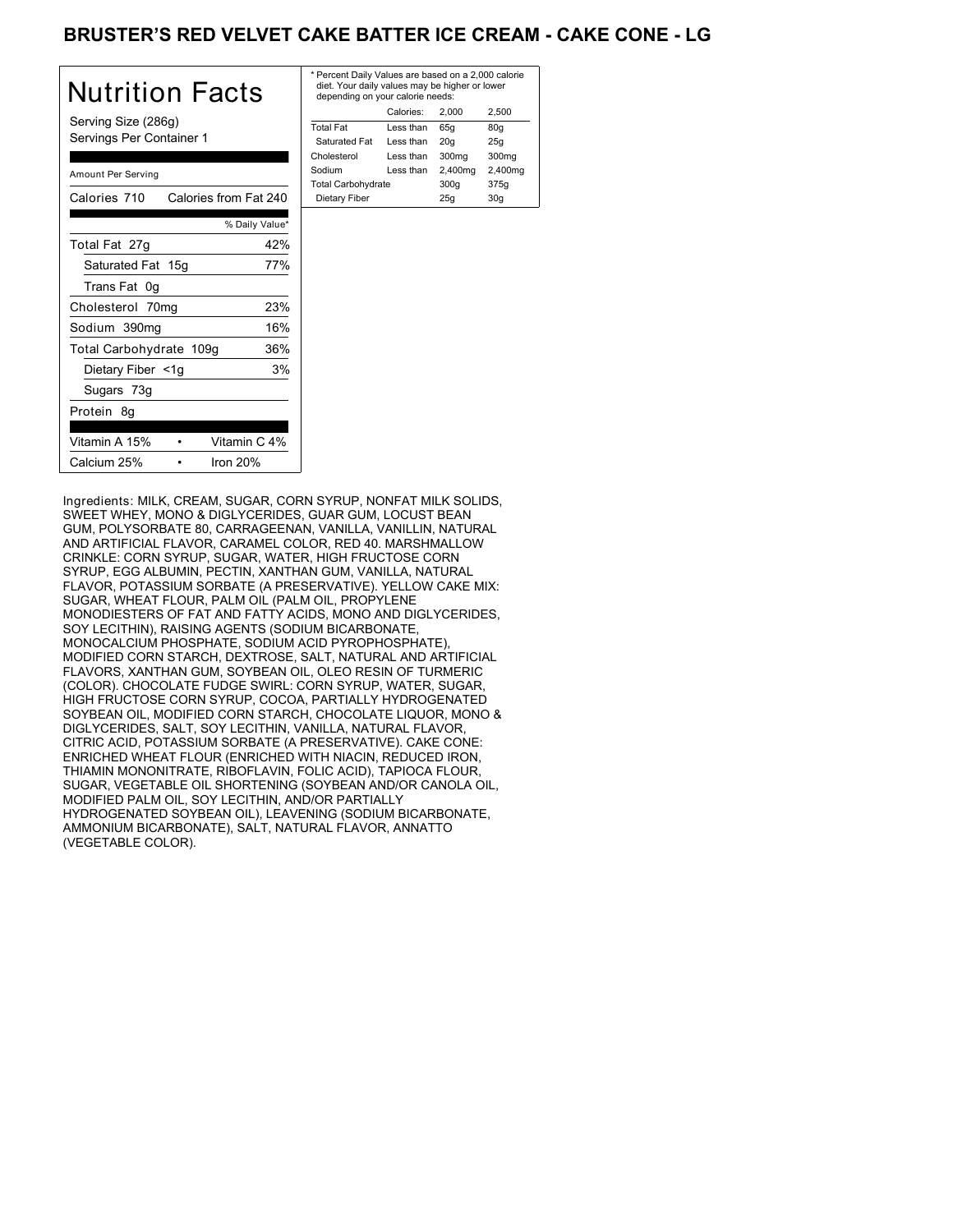# BRUSTER'S RED VELVET CAKE BATTER ICE CREAM - CAKE CONE - LG

## Nutrition Facts

Serving Size (286g)
Servings Per Container 1

Amount Per Serving

| Calories 710 | Calories from Fat 240 |
|---|---|
| | % Daily Value* |
| Total Fat 27g | 42% |
| Saturated Fat 15g | 77% |
| Trans Fat 0g | |
| Cholesterol 70mg | 23% |
| Sodium 390mg | 16% |
| Total Carbohydrate 109g | 36% |
| Dietary Fiber <1g | 3% |
| Sugars 73g | |
| Protein 8g | |

| Vitamin A 15% | • | Vitamin C 4% |
|---|---|---|
| Calcium 25% | • | Iron 20% |

* Percent Daily Values are based on a 2,000 calorie diet. Your daily values may be higher or lower depending on your calorie needs:

| | Calories: | 2,000 | 2,500 |
|---|---|---|---|
| Total Fat | Less than | 65g | 80g |
| Saturated Fat | Less than | 20g | 25g |
| Cholesterol | Less than | 300mg | 300mg |
| Sodium | Less than | 2,400mg | 2,400mg |
| Total Carbohydrate | | 300g | 375g |
| Dietary Fiber | | 25g | 30g |

Ingredients: MILK, CREAM, SUGAR, CORN SYRUP, NONFAT MILK SOLIDS, SWEET WHEY, MONO & DIGLYCERIDES, GUAR GUM, LOCUST BEAN GUM, POLYSORBATE 80, CARRAGEENAN, VANILLA, VANILLIN, NATURAL AND ARTIFICIAL FLAVOR, CARAMEL COLOR, RED 40. MARSHMALLOW CRINKLE: CORN SYRUP, SUGAR, WATER, HIGH FRUCTOSE CORN SYRUP, EGG ALBUMIN, PECTIN, XANTHAN GUM, VANILLA, NATURAL FLAVOR, POTASSIUM SORBATE (A PRESERVATIVE). YELLOW CAKE MIX: SUGAR, WHEAT FLOUR, PALM OIL (PALM OIL, PROPYLENE MONODIESTERS OF FAT AND FATTY ACIDS, MONO AND DIGLYCERIDES, SOY LECITHIN), RAISING AGENTS (SODIUM BICARBONATE, MONOCALCIUM PHOSPHATE, SODIUM ACID PYROPHOSPHATE), MODIFIED CORN STARCH, DEXTROSE, SALT, NATURAL AND ARTIFICIAL FLAVORS, XANTHAN GUM, SOYBEAN OIL, OLEO RESIN OF TURMERIC (COLOR). CHOCOLATE FUDGE SWIRL: CORN SYRUP, WATER, SUGAR, HIGH FRUCTOSE CORN SYRUP, COCOA, PARTIALLY HYDROGENATED SOYBEAN OIL, MODIFIED CORN STARCH, CHOCOLATE LIQUOR, MONO & DIGLYCERIDES, SALT, SOY LECITHIN, VANILLA, NATURAL FLAVOR, CITRIC ACID, POTASSIUM SORBATE (A PRESERVATIVE). CAKE CONE: ENRICHED WHEAT FLOUR (ENRICHED WITH NIACIN, REDUCED IRON, THIAMIN MONONITRATE, RIBOFLAVIN, FOLIC ACID), TAPIOCA FLOUR, SUGAR, VEGETABLE OIL SHORTENING (SOYBEAN AND/OR CANOLA OIL, MODIFIED PALM OIL, SOY LECITHIN, AND/OR PARTIALLY HYDROGENATED SOYBEAN OIL), LEAVENING (SODIUM BICARBONATE, AMMONIUM BICARBONATE), SALT, NATURAL FLAVOR, ANNATTO (VEGETABLE COLOR).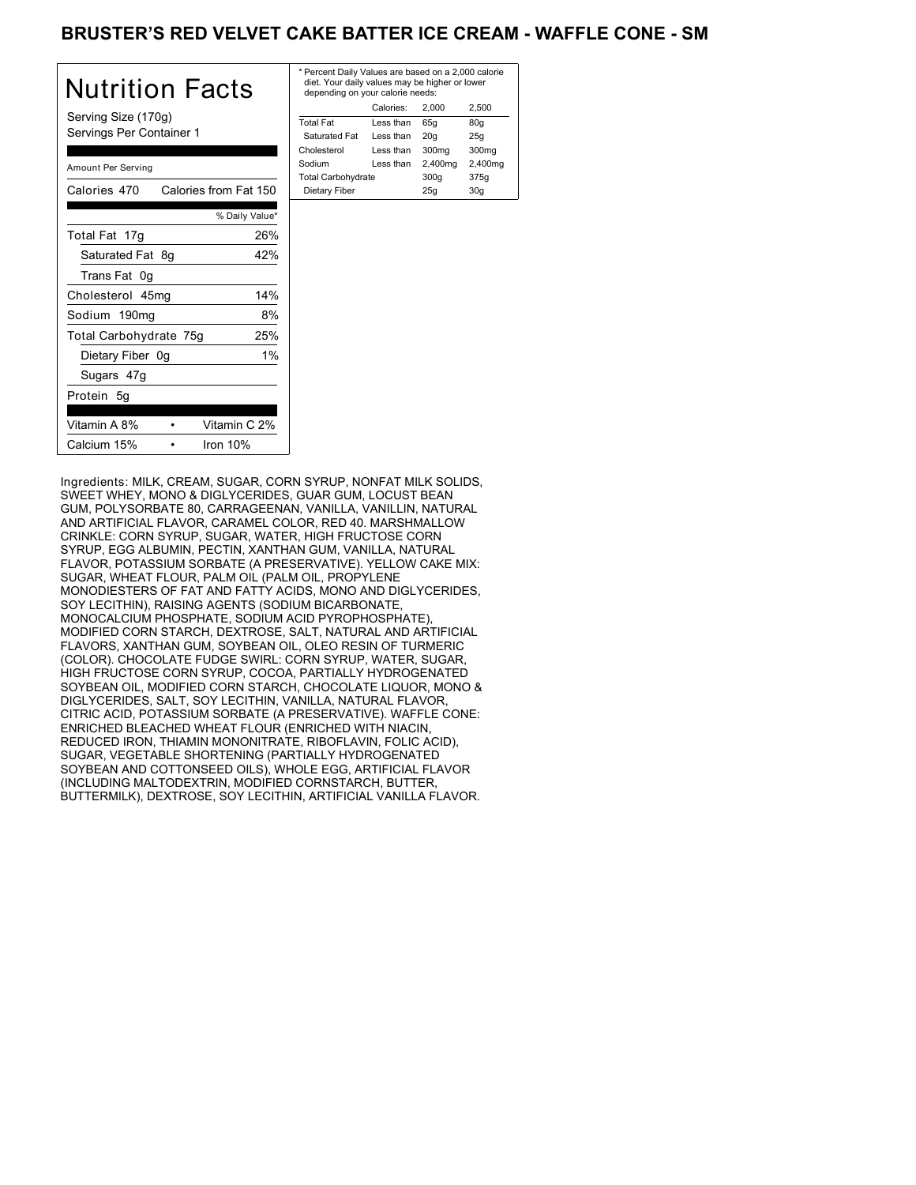# BRUSTER'S RED VELVET CAKE BATTER ICE CREAM - WAFFLE CONE - SM

## Nutrition Facts

Serving Size (170g)
Servings Per Container 1

Amount Per Serving

| Calories 470 | Calories from Fat 150 |
| --- | --- |
| | % Daily Value* |
| Total Fat 17g | 26% |
| Saturated Fat 8g | 42% |
| Trans Fat 0g | |
| Cholesterol 45mg | 14% |
| Sodium 190mg | 8% |
| Total Carbohydrate 75g | 25% |
| Dietary Fiber 0g | 1% |
| Sugars 47g | |
| Protein 5g | |

| Vitamin A 8% | • | Vitamin C 2% |
| --- | --- | --- |
| Calcium 15% | • | Iron 10% |

* Percent Daily Values are based on a 2,000 calorie diet. Your daily values may be higher or lower depending on your calorie needs:

| | Calories: | 2,000 | 2,500 |
| --- | --- | --- | --- |
| Total Fat | Less than | 65g | 80g |
| Saturated Fat | Less than | 20g | 25g |
| Cholesterol | Less than | 300mg | 300mg |
| Sodium | Less than | 2,400mg | 2,400mg |
| Total Carbohydrate | | 300g | 375g |
| Dietary Fiber | | 25g | 30g |

Ingredients: MILK, CREAM, SUGAR, CORN SYRUP, NONFAT MILK SOLIDS, SWEET WHEY, MONO & DIGLYCERIDES, GUAR GUM, LOCUST BEAN GUM, POLYSORBATE 80, CARRAGEENAN, VANILLA, VANILLIN, NATURAL AND ARTIFICIAL FLAVOR, CARAMEL COLOR, RED 40. MARSHMALLOW CRINKLE: CORN SYRUP, SUGAR, WATER, HIGH FRUCTOSE CORN SYRUP, EGG ALBUMIN, PECTIN, XANTHAN GUM, VANILLA, NATURAL FLAVOR, POTASSIUM SORBATE (A PRESERVATIVE). YELLOW CAKE MIX: SUGAR, WHEAT FLOUR, PALM OIL (PALM OIL, PROPYLENE MONODIESTERS OF FAT AND FATTY ACIDS, MONO AND DIGLYCERIDES, SOY LECITHIN), RAISING AGENTS (SODIUM BICARBONATE, MONOCALCIUM PHOSPHATE, SODIUM ACID PYROPHOSPHATE), MODIFIED CORN STARCH, DEXTROSE, SALT, NATURAL AND ARTIFICIAL FLAVORS, XANTHAN GUM, SOYBEAN OIL, OLEO RESIN OF TURMERIC (COLOR). CHOCOLATE FUDGE SWIRL: CORN SYRUP, WATER, SUGAR, HIGH FRUCTOSE CORN SYRUP, COCOA, PARTIALLY HYDROGENATED SOYBEAN OIL, MODIFIED CORN STARCH, CHOCOLATE LIQUOR, MONO & DIGLYCERIDES, SALT, SOY LECITHIN, VANILLA, NATURAL FLAVOR, CITRIC ACID, POTASSIUM SORBATE (A PRESERVATIVE). WAFFLE CONE: ENRICHED BLEACHED WHEAT FLOUR (ENRICHED WITH NIACIN, REDUCED IRON, THIAMIN MONONITRATE, RIBOFLAVIN, FOLIC ACID), SUGAR, VEGETABLE SHORTENING (PARTIALLY HYDROGENATED SOYBEAN AND COTTONSEED OILS), WHOLE EGG, ARTIFICIAL FLAVOR (INCLUDING MALTODEXTRIN, MODIFIED CORNSTARCH, BUTTER, BUTTERMILK), DEXTROSE, SOY LECITHIN, ARTIFICIAL VANILLA FLAVOR.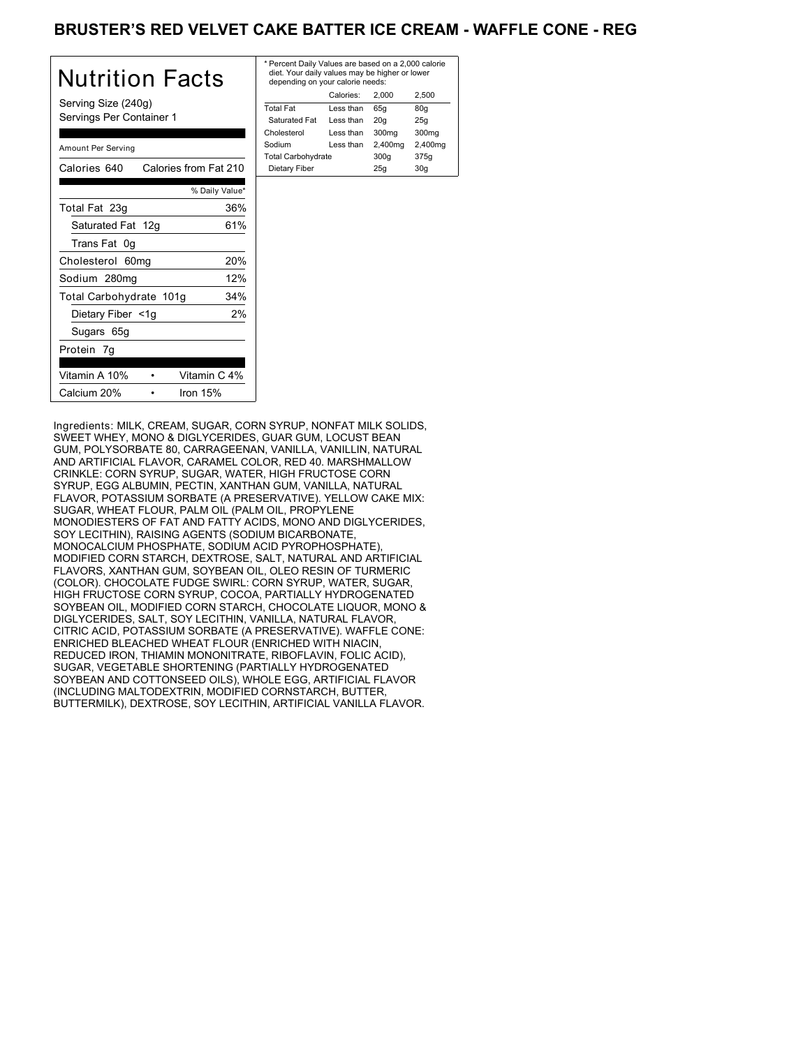# BRUSTER'S RED VELVET CAKE BATTER ICE CREAM - WAFFLE CONE - REG

## Nutrition Facts

Serving Size (240g)
Servings Per Container 1

| Amount Per Serving | |
|---|---|
| Calories 640 | Calories from Fat 210 |
| | % Daily Value* |
| Total Fat 23g | 36% |
| Saturated Fat 12g | 61% |
| Trans Fat 0g | |
| Cholesterol 60mg | 20% |
| Sodium 280mg | 12% |
| Total Carbohydrate 101g | 34% |
| Dietary Fiber <1g | 2% |
| Sugars 65g | |
| Protein 7g | |

| | |
|---|---|
| Vitamin A 10% | Vitamin C 4% |
| Calcium 20% | Iron 15% |

* Percent Daily Values are based on a 2,000 calorie diet. Your daily values may be higher or lower depending on your calorie needs:

| | Calories: | 2,000 | 2,500 |
|---|---|---|---|
| Total Fat | Less than | 65g | 80g |
| Saturated Fat | Less than | 20g | 25g |
| Cholesterol | Less than | 300mg | 300mg |
| Sodium | Less than | 2,400mg | 2,400mg |
| Total Carbohydrate | | 300g | 375g |
| Dietary Fiber | | 25g | 30g |

Ingredients: MILK, CREAM, SUGAR, CORN SYRUP, NONFAT MILK SOLIDS, SWEET WHEY, MONO & DIGLYCERIDES, GUAR GUM, LOCUST BEAN GUM, POLYSORBATE 80, CARRAGEENAN, VANILLA, VANILLIN, NATURAL AND ARTIFICIAL FLAVOR, CARAMEL COLOR, RED 40. MARSHMALLOW CRINKLE: CORN SYRUP, SUGAR, WATER, HIGH FRUCTOSE CORN SYRUP, EGG ALBUMIN, PECTIN, XANTHAN GUM, VANILLA, NATURAL FLAVOR, POTASSIUM SORBATE (A PRESERVATIVE). YELLOW CAKE MIX: SUGAR, WHEAT FLOUR, PALM OIL (PALM OIL, PROPYLENE MONODIESTERS OF FAT AND FATTY ACIDS, MONO AND DIGLYCERIDES, SOY LECITHIN), RAISING AGENTS (SODIUM BICARBONATE, MONOCALCIUM PHOSPHATE, SODIUM ACID PYROPHOSPHATE), MODIFIED CORN STARCH, DEXTROSE, SALT, NATURAL AND ARTIFICIAL FLAVORS, XANTHAN GUM, SOYBEAN OIL, OLEO RESIN OF TURMERIC (COLOR). CHOCOLATE FUDGE SWIRL: CORN SYRUP, WATER, SUGAR, HIGH FRUCTOSE CORN SYRUP, COCOA, PARTIALLY HYDROGENATED SOYBEAN OIL, MODIFIED CORN STARCH, CHOCOLATE LIQUOR, MONO & DIGLYCERIDES, SALT, SOY LECITHIN, VANILLA, NATURAL FLAVOR, CITRIC ACID, POTASSIUM SORBATE (A PRESERVATIVE). WAFFLE CONE: ENRICHED BLEACHED WHEAT FLOUR (ENRICHED WITH NIACIN, REDUCED IRON, THIAMIN MONONITRATE, RIBOFLAVIN, FOLIC ACID), SUGAR, VEGETABLE SHORTENING (PARTIALLY HYDROGENATED SOYBEAN AND COTTONSEED OILS), WHOLE EGG, ARTIFICIAL FLAVOR (INCLUDING MALTODEXTRIN, MODIFIED CORNSTARCH, BUTTER, BUTTERMILK), DEXTROSE, SOY LECITHIN, ARTIFICIAL VANILLA FLAVOR.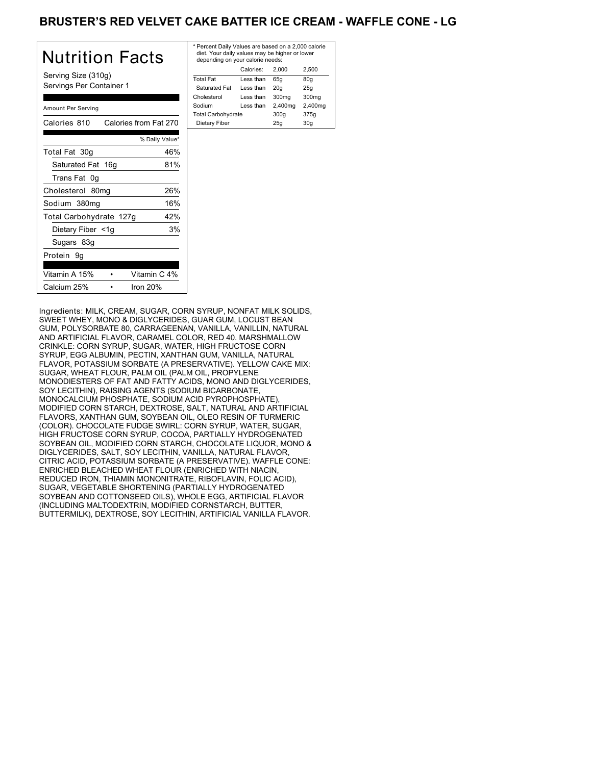# BRUSTER'S RED VELVET CAKE BATTER ICE CREAM - WAFFLE CONE - LG

## Nutrition Facts

Serving Size (310g)
Servings Per Container 1

| Amount Per Serving | |
|---|---|
| Calories 810 | Calories from Fat 270 |
| | % Daily Value* |
| Total Fat 30g | 46% |
| Saturated Fat 16g | 81% |
| Trans Fat 0g | |
| Cholesterol 80mg | 26% |
| Sodium 380mg | 16% |
| Total Carbohydrate 127g | 42% |
| Dietary Fiber <1g | 3% |
| Sugars 83g | |
| Protein 9g | |
| Vitamin A 15% | Vitamin C 4% |
| Calcium 25% | Iron 20% |

* Percent Daily Values are based on a 2,000 calorie diet. Your daily values may be higher or lower depending on your calorie needs:

| | Calories: | 2,000 | 2,500 |
|---|---|---|---|
| Total Fat | Less than | 65g | 80g |
| Saturated Fat | Less than | 20g | 25g |
| Cholesterol | Less than | 300mg | 300mg |
| Sodium | Less than | 2,400mg | 2,400mg |
| Total Carbohydrate | | 300g | 375g |
| Dietary Fiber | | 25g | 30g |

Ingredients: MILK, CREAM, SUGAR, CORN SYRUP, NONFAT MILK SOLIDS, SWEET WHEY, MONO & DIGLYCERIDES, GUAR GUM, LOCUST BEAN GUM, POLYSORBATE 80, CARRAGEENAN, VANILLA, VANILLIN, NATURAL AND ARTIFICIAL FLAVOR, CARAMEL COLOR, RED 40. MARSHMALLOW CRINKLE: CORN SYRUP, SUGAR, WATER, HIGH FRUCTOSE CORN SYRUP, EGG ALBUMIN, PECTIN, XANTHAN GUM, VANILLA, NATURAL FLAVOR, POTASSIUM SORBATE (A PRESERVATIVE). YELLOW CAKE MIX: SUGAR, WHEAT FLOUR, PALM OIL (PALM OIL, PROPYLENE MONODIESTERS OF FAT AND FATTY ACIDS, MONO AND DIGLYCERIDES, SOY LECITHIN), RAISING AGENTS (SODIUM BICARBONATE, MONOCALCIUM PHOSPHATE, SODIUM ACID PYROPHOSPHATE), MODIFIED CORN STARCH, DEXTROSE, SALT, NATURAL AND ARTIFICIAL FLAVORS, XANTHAN GUM, SOYBEAN OIL, OLEO RESIN OF TURMERIC (COLOR). CHOCOLATE FUDGE SWIRL: CORN SYRUP, WATER, SUGAR, HIGH FRUCTOSE CORN SYRUP, COCOA, PARTIALLY HYDROGENATED SOYBEAN OIL, MODIFIED CORN STARCH, CHOCOLATE LIQUOR, MONO & DIGLYCERIDES, SALT, SOY LECITHIN, VANILLA, NATURAL FLAVOR, CITRIC ACID, POTASSIUM SORBATE (A PRESERVATIVE). WAFFLE CONE: ENRICHED BLEACHED WHEAT FLOUR (ENRICHED WITH NIACIN, REDUCED IRON, THIAMIN MONONITRATE, RIBOFLAVIN, FOLIC ACID), SUGAR, VEGETABLE SHORTENING (PARTIALLY HYDROGENATED SOYBEAN AND COTTONSEED OILS), WHOLE EGG, ARTIFICIAL FLAVOR (INCLUDING MALTODEXTRIN, MODIFIED CORNSTARCH, BUTTER, BUTTERMILK), DEXTROSE, SOY LECITHIN, ARTIFICIAL VANILLA FLAVOR.